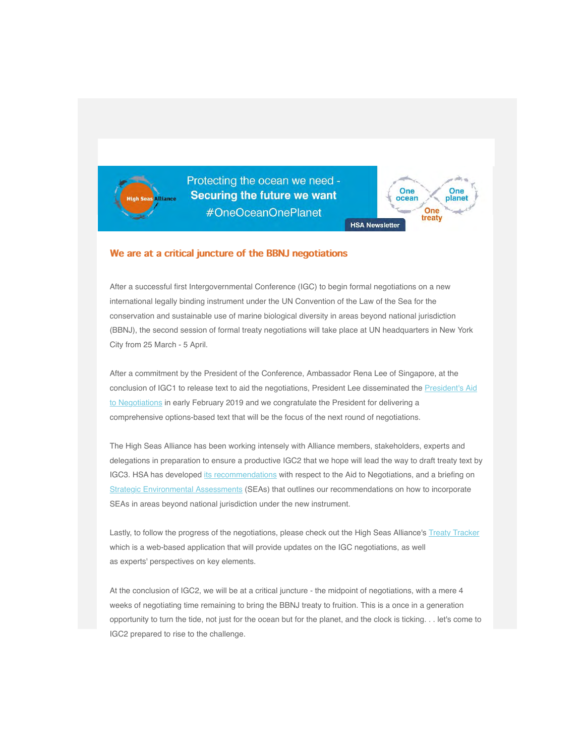Protecting the ocean we need -
**Securing the future we want**
#OneOceanOnePlanet

One ocean One planet One treaty

HSA Newsletter

## We are at a critical juncture of the BBNJ negotiations

After a successful first Intergovernmental Conference (IGC) to begin formal negotiations on a new international legally binding instrument under the UN Convention of the Law of the Sea for the conservation and sustainable use of marine biological diversity in areas beyond national jurisdiction (BBNJ), the second session of formal treaty negotiations will take place at UN headquarters in New York City from 25 March - 5 April.

After a commitment by the President of the Conference, Ambassador Rena Lee of Singapore, at the conclusion of IGC1 to release text to aid the negotiations, President Lee disseminated the President's Aid to Negotiations in early February 2019 and we congratulate the President for delivering a comprehensive options-based text that will be the focus of the next round of negotiations.

The High Seas Alliance has been working intensely with Alliance members, stakeholders, experts and delegations in preparation to ensure a productive IGC2 that we hope will lead the way to draft treaty text by IGC3. HSA has developed its recommendations with respect to the Aid to Negotiations, and a briefing on Strategic Environmental Assessments (SEAs) that outlines our recommendations on how to incorporate SEAs in areas beyond national jurisdiction under the new instrument.

Lastly, to follow the progress of the negotiations, please check out the High Seas Alliance's Treaty Tracker which is a web-based application that will provide updates on the IGC negotiations, as well as experts' perspectives on key elements.

At the conclusion of IGC2, we will be at a critical juncture - the midpoint of negotiations, with a mere 4 weeks of negotiating time remaining to bring the BBNJ treaty to fruition. This is a once in a generation opportunity to turn the tide, not just for the ocean but for the planet, and the clock is ticking. . . let's come to IGC2 prepared to rise to the challenge.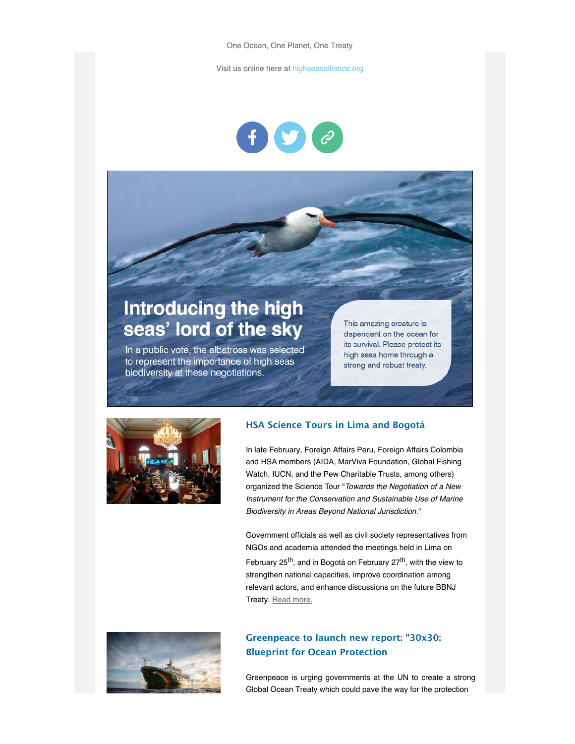One Ocean, One Planet, One Treaty

Visit us online here at highseasalliance.org

# Introducing the high seas' lord of the sky

In a public vote, the albatross was selected to represent the importance of high seas biodiversity at these negotiations.

This amazing creature is dependent on the ocean for its survival. Please protect its high seas home through a strong and robust treaty.

### HSA Science Tours in Lima and Bogotá

In late February, Foreign Affairs Peru, Foreign Affairs Colombia and HSA members (AIDA, MarViva Foundation, Global Fishing Watch, IUCN, and the Pew Charitable Trusts, among others) organized the Science Tour "*Towards the Negotiation of a New Instrument for the Conservation and Sustainable Use of Marine Biodiversity in Areas Beyond National Jurisdiction.*"

Government officials as well as civil society representatives from NGOs and academia attended the meetings held in Lima on February 25th, and in Bogotá on February 27th, with the view to strengthen national capacities, improve coordination among relevant actors, and enhance discussions on the future BBNJ Treaty. Read more.

### Greenpeace to launch new report: "30x30: Blueprint for Ocean Protection

Greenpeace is urging governments at the UN to create a strong Global Ocean Treaty which could pave the way for the protection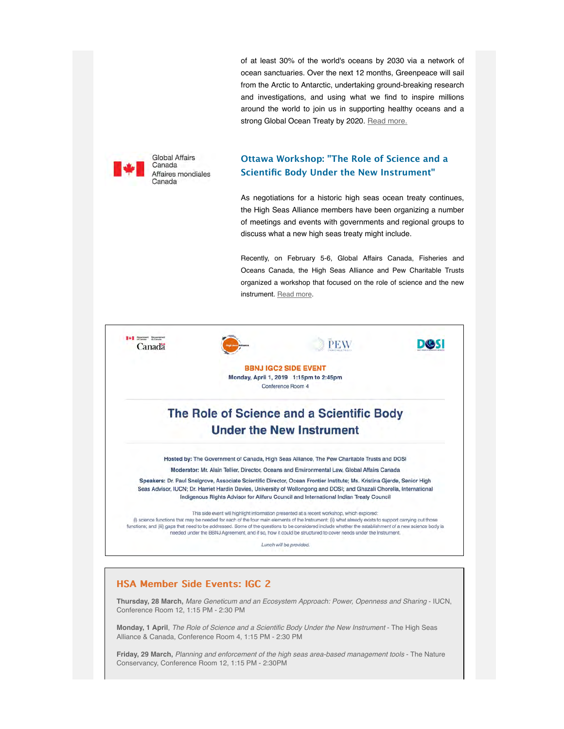of at least 30% of the world's oceans by 2030 via a network of ocean sanctuaries. Over the next 12 months, Greenpeace will sail from the Arctic to Antarctic, undertaking ground-breaking research and investigations, and using what we find to inspire millions around the world to join us in supporting healthy oceans and a strong Global Ocean Treaty by 2020. Read more.

Global Affairs Canada
Affaires mondiales Canada

### Ottawa Workshop: "The Role of Science and a Scientific Body Under the New Instrument"

As negotiations for a historic high seas ocean treaty continues, the High Seas Alliance members have been organizing a number of meetings and events with governments and regional groups to discuss what a new high seas treaty might include.

Recently, on February 5-6, Global Affairs Canada, Fisheries and Oceans Canada, the High Seas Alliance and Pew Charitable Trusts organized a workshop that focused on the role of science and the new instrument. Read more.

Canada | High Seas Alliance | PEW | DOSI

**BBNJ IGC2 SIDE EVENT**

**Monday, April 1, 2019 1:15pm to 2:45pm**

Conference Room 4

## The Role of Science and a Scientific Body Under the New Instrument

**Hosted by:** The Government of Canada, High Seas Alliance, The Pew Charitable Trusts and DOSI

**Moderator:** Mr. Alain Tellier, Director, Oceans and Environmental Law, Global Affairs Canada

**Speakers:** Dr. Paul Snelgrove, Associate Scientific Director, Ocean Frontier Institute; Ms. Kristina Gjerde, Senior High Seas Advisor, IUCN; Dr. Harriet Harden Davies, University of Wollongong and DOSI; and Ghazali Chorella, International Indigenous Rights Advisor for Alifuru Council and International Indian Treaty Council

This side event will highlight information presented at a recent workshop, which explored: (i) science functions that may be needed for each of the four main elements of the Instrument; (ii) what already exists to support carrying out those functions; and (iii) gaps that need to be addressed. Some of the questions to be considered include whether the establishment of a new science body is needed under the BBNJ Agreement, and if so, how it could be structured to cover needs under the Instrument.

*Lunch will be provided.*

### HSA Member Side Events: IGC 2

**Thursday, 28 March,** *Mare Geneticum and an Ecosystem Approach: Power, Openness and Sharing* - IUCN, Conference Room 12, 1:15 PM - 2:30 PM

**Monday, 1 April**, *The Role of Science and a Scientific Body Under the New Instrument* - The High Seas Alliance & Canada, Conference Room 4, 1:15 PM - 2:30 PM

**Friday, 29 March,** *Planning and enforcement of the high seas area-based management tools* - The Nature Conservancy, Conference Room 12, 1:15 PM - 2:30PM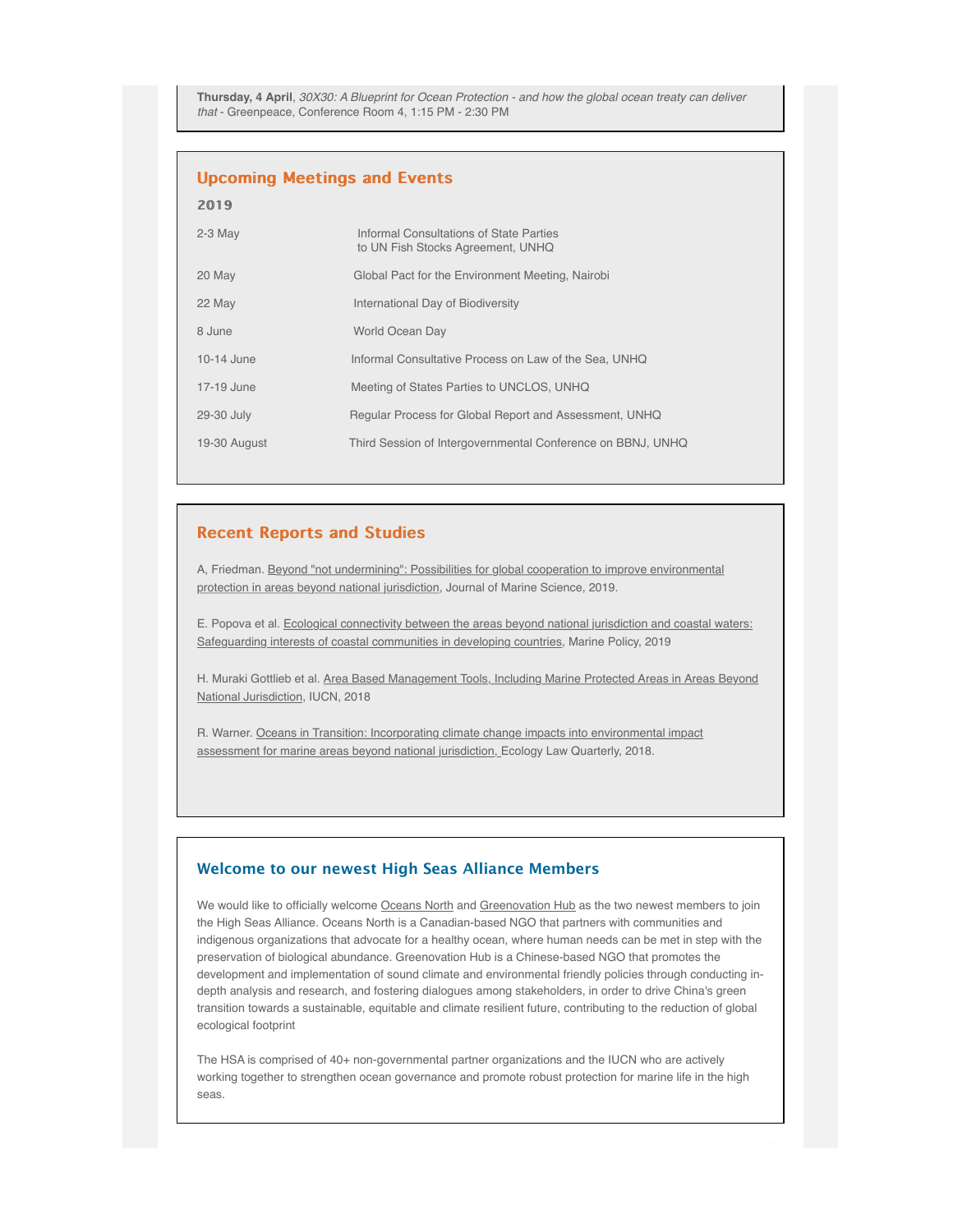**Thursday, 4 April**, *30X30: A Blueprint for Ocean Protection - and how the global ocean treaty can deliver that* - Greenpeace, Conference Room 4, 1:15 PM - 2:30 PM

## Upcoming Meetings and Events

### 2019

| | |
|---|---|
| 2-3 May | Informal Consultations of State Parties to UN Fish Stocks Agreement, UNHQ |
| 20 May | Global Pact for the Environment Meeting, Nairobi |
| 22 May | International Day of Biodiversity |
| 8 June | World Ocean Day |
| 10-14 June | Informal Consultative Process on Law of the Sea, UNHQ |
| 17-19 June | Meeting of States Parties to UNCLOS, UNHQ |
| 29-30 July | Regular Process for Global Report and Assessment, UNHQ |
| 19-30 August | Third Session of Intergovernmental Conference on BBNJ, UNHQ |

## Recent Reports and Studies

A, Friedman. Beyond "not undermining": Possibilities for global cooperation to improve environmental protection in areas beyond national jurisdiction, Journal of Marine Science, 2019.

E. Popova et al. Ecological connectivity between the areas beyond national jurisdiction and coastal waters: Safeguarding interests of coastal communities in developing countries, Marine Policy, 2019

H. Muraki Gottlieb et al. Area Based Management Tools, Including Marine Protected Areas in Areas Beyond National Jurisdiction, IUCN, 2018

R. Warner. Oceans in Transition: Incorporating climate change impacts into environmental impact assessment for marine areas beyond national jurisdiction, Ecology Law Quarterly, 2018.

## Welcome to our newest High Seas Alliance Members

We would like to officially welcome Oceans North and Greenovation Hub as the two newest members to join the High Seas Alliance. Oceans North is a Canadian-based NGO that partners with communities and indigenous organizations that advocate for a healthy ocean, where human needs can be met in step with the preservation of biological abundance. Greenovation Hub is a Chinese-based NGO that promotes the development and implementation of sound climate and environmental friendly policies through conducting in-depth analysis and research, and fostering dialogues among stakeholders, in order to drive China's green transition towards a sustainable, equitable and climate resilient future, contributing to the reduction of global ecological footprint

The HSA is comprised of 40+ non-governmental partner organizations and the IUCN who are actively working together to strengthen ocean governance and promote robust protection for marine life in the high seas.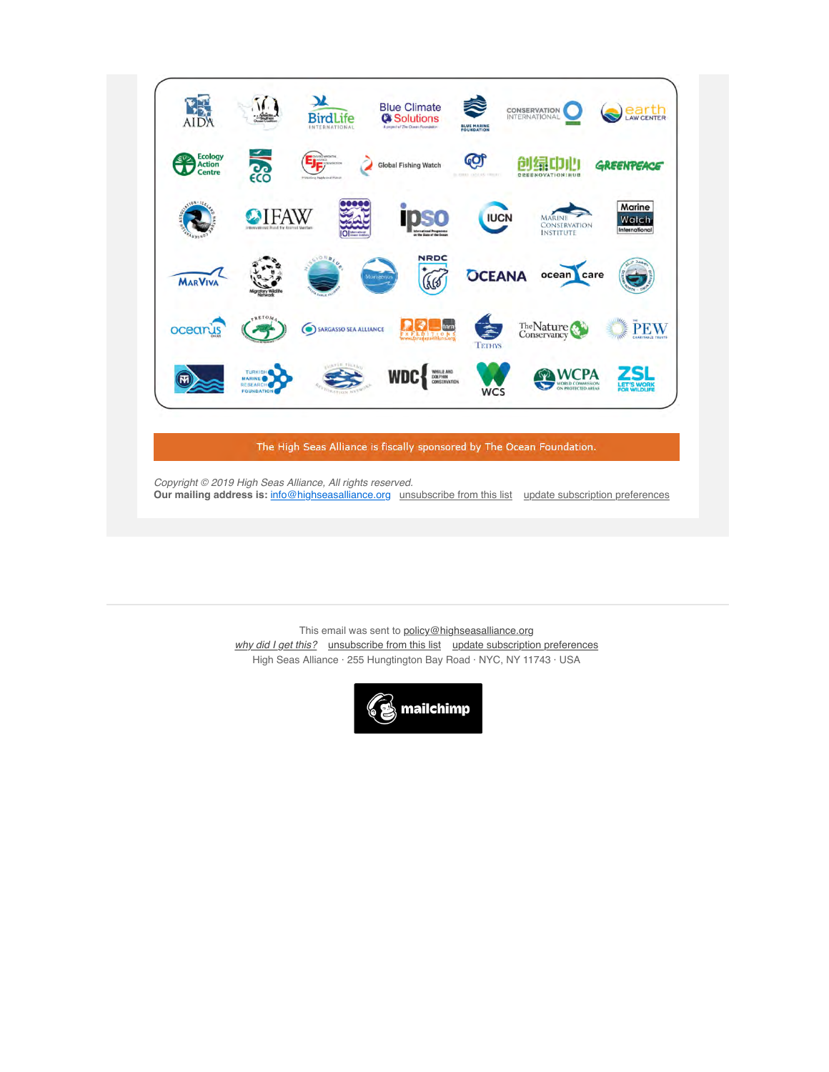The High Seas Alliance is fiscally sponsored by The Ocean Foundation.

*Copyright © 2019 High Seas Alliance, All rights reserved.*
**Our mailing address is:** info@highseasalliance.org unsubscribe from this list update subscription preferences

This email was sent to policy@highseasalliance.org
*why did I get this?* unsubscribe from this list update subscription preferences
High Seas Alliance · 255 Hungtington Bay Road · NYC, NY 11743 · USA